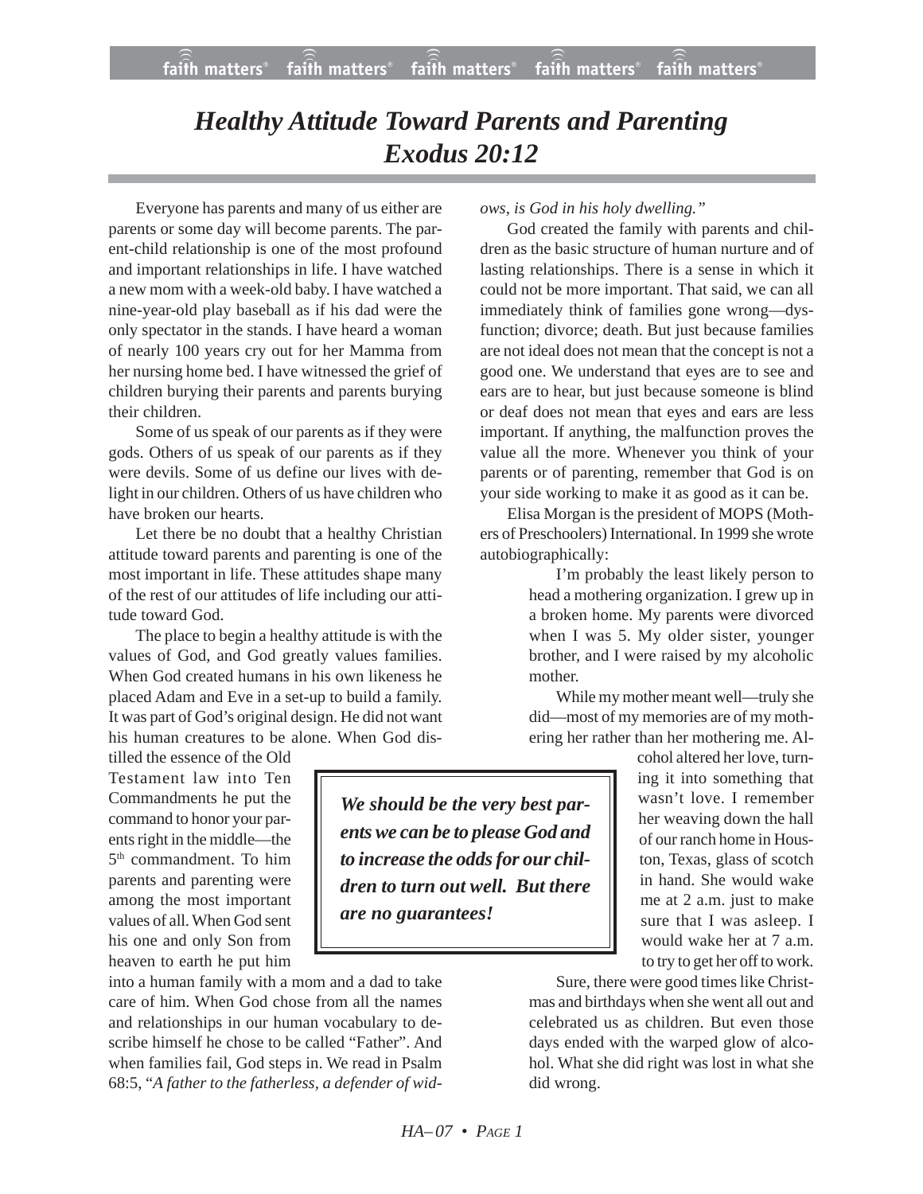# *Healthy Attitude Toward Parents and Parenting Exodus 20:12*

Everyone has parents and many of us either are parents or some day will become parents. The parent-child relationship is one of the most profound and important relationships in life. I have watched a new mom with a week-old baby. I have watched a nine-year-old play baseball as if his dad were the only spectator in the stands. I have heard a woman of nearly 100 years cry out for her Mamma from her nursing home bed. I have witnessed the grief of children burying their parents and parents burying their children.

Some of us speak of our parents as if they were gods. Others of us speak of our parents as if they were devils. Some of us define our lives with delight in our children. Others of us have children who have broken our hearts.

Let there be no doubt that a healthy Christian attitude toward parents and parenting is one of the most important in life. These attitudes shape many of the rest of our attitudes of life including our attitude toward God.

The place to begin a healthy attitude is with the values of God, and God greatly values families. When God created humans in his own likeness he placed Adam and Eve in a set-up to build a family. It was part of God's original design. He did not want his human creatures to be alone. When God distilled the essence of the Old Testament law into Ten Commandments he put the command to honor your parents right in the middle—the 5th commandment. To him parents and parenting were among the most important values of all. When God sent his one and only Son from heaven to earth he put him into a human family with a mom and a dad to take care of him. When God chose from all the names and relationships in our human vocabulary to describe himself he chose to be called "Father". And when families fail, God steps in. We read in Psalm 68:5, "*A father to the fatherless, a defender of widows, is God in his holy dwelling.*"

> ***We should be the very best parents we can be to please God and to increase the odds for our children to turn out well. But there are no guarantees!***

God created the family with parents and children as the basic structure of human nurture and of lasting relationships. There is a sense in which it could not be more important. That said, we can all immediately think of families gone wrong—dysfunction; divorce; death. But just because families are not ideal does not mean that the concept is not a good one. We understand that eyes are to see and ears are to hear, but just because someone is blind or deaf does not mean that eyes and ears are less important. If anything, the malfunction proves the value all the more. Whenever you think of your parents or of parenting, remember that God is on your side working to make it as good as it can be.

Elisa Morgan is the president of MOPS (Mothers of Preschoolers) International. In 1999 she wrote autobiographically:

> I'm probably the least likely person to head a mothering organization. I grew up in a broken home. My parents were divorced when I was 5. My older sister, younger brother, and I were raised by my alcoholic mother.
>
> While my mother meant well—truly she did—most of my memories are of my mothering her rather than her mothering me. Alcohol altered her love, turning it into something that wasn't love. I remember her weaving down the hall of our ranch home in Houston, Texas, glass of scotch in hand. She would wake me at 2 a.m. just to make sure that I was asleep. I would wake her at 7 a.m. to try to get her off to work.
>
> Sure, there were good times like Christmas and birthdays when she went all out and celebrated us as children. But even those days ended with the warped glow of alcohol. What she did right was lost in what she did wrong.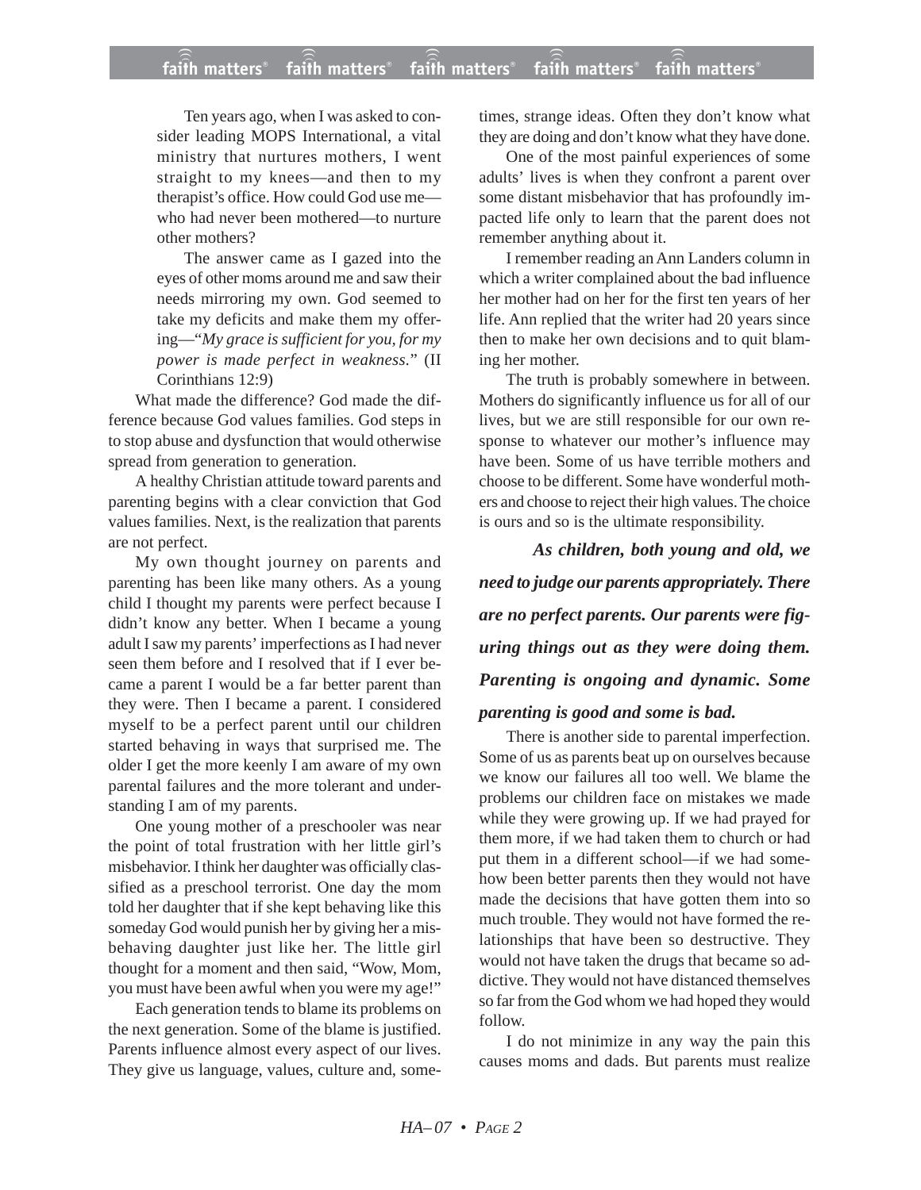Ten years ago, when I was asked to consider leading MOPS International, a vital ministry that nurtures mothers, I went straight to my knees—and then to my therapist's office. How could God use me—who had never been mothered—to nurture other mothers?

The answer came as I gazed into the eyes of other moms around me and saw their needs mirroring my own. God seemed to take my deficits and make them my offering—"*My grace is sufficient for you, for my power is made perfect in weakness.*" (II Corinthians 12:9)

What made the difference? God made the difference because God values families. God steps in to stop abuse and dysfunction that would otherwise spread from generation to generation.

A healthy Christian attitude toward parents and parenting begins with a clear conviction that God values families. Next, is the realization that parents are not perfect.

My own thought journey on parents and parenting has been like many others. As a young child I thought my parents were perfect because I didn't know any better. When I became a young adult I saw my parents' imperfections as I had never seen them before and I resolved that if I ever became a parent I would be a far better parent than they were. Then I became a parent. I considered myself to be a perfect parent until our children started behaving in ways that surprised me. The older I get the more keenly I am aware of my own parental failures and the more tolerant and understanding I am of my parents.

One young mother of a preschooler was near the point of total frustration with her little girl's misbehavior. I think her daughter was officially classified as a preschool terrorist. One day the mom told her daughter that if she kept behaving like this someday God would punish her by giving her a misbehaving daughter just like her. The little girl thought for a moment and then said, "Wow, Mom, you must have been awful when you were my age!"

Each generation tends to blame its problems on the next generation. Some of the blame is justified. Parents influence almost every aspect of our lives. They give us language, values, culture and, sometimes, strange ideas. Often they don't know what they are doing and don't know what they have done.

One of the most painful experiences of some adults' lives is when they confront a parent over some distant misbehavior that has profoundly impacted life only to learn that the parent does not remember anything about it.

I remember reading an Ann Landers column in which a writer complained about the bad influence her mother had on her for the first ten years of her life. Ann replied that the writer had 20 years since then to make her own decisions and to quit blaming her mother.

The truth is probably somewhere in between. Mothers do significantly influence us for all of our lives, but we are still responsible for our own response to whatever our mother's influence may have been. Some of us have terrible mothers and choose to be different. Some have wonderful mothers and choose to reject their high values. The choice is ours and so is the ultimate responsibility.

***As children, both young and old, we need to judge our parents appropriately. There are no perfect parents. Our parents were figuring things out as they were doing them. Parenting is ongoing and dynamic. Some parenting is good and some is bad.***

There is another side to parental imperfection. Some of us as parents beat up on ourselves because we know our failures all too well. We blame the problems our children face on mistakes we made while they were growing up. If we had prayed for them more, if we had taken them to church or had put them in a different school—if we had somehow been better parents then they would not have made the decisions that have gotten them into so much trouble. They would not have formed the relationships that have been so destructive. They would not have taken the drugs that became so addictive. They would not have distanced themselves so far from the God whom we had hoped they would follow.

I do not minimize in any way the pain this causes moms and dads. But parents must realize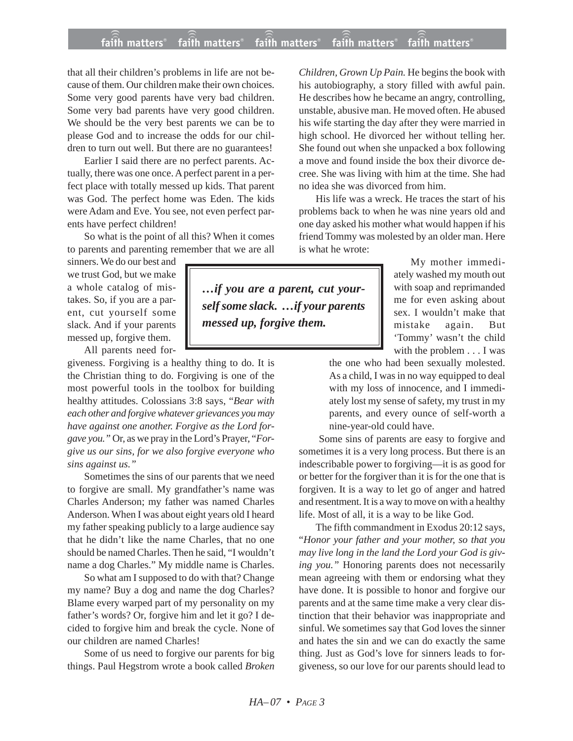that all their children's problems in life are not because of them. Our children make their own choices. Some very good parents have very bad children. Some very bad parents have very good children. We should be the very best parents we can be to please God and to increase the odds for our children to turn out well. But there are no guarantees!

Earlier I said there are no perfect parents. Actually, there was one once. A perfect parent in a perfect place with totally messed up kids. That parent was God. The perfect home was Eden. The kids were Adam and Eve. You see, not even perfect parents have perfect children!

So what is the point of all this? When it comes to parents and parenting remember that we are all sinners. We do our best and we trust God, but we make a whole catalog of mistakes. So, if you are a parent, cut yourself some slack. And if your parents messed up, forgive them.

> ***…if you are a parent, cut yourself some slack. …if your parents messed up, forgive them.***

All parents need forgiveness. Forgiving is a healthy thing to do. It is the Christian thing to do. Forgiving is one of the most powerful tools in the toolbox for building healthy attitudes. Colossians 3:8 says, "*Bear with each other and forgive whatever grievances you may have against one another. Forgive as the Lord forgave you.*" Or, as we pray in the Lord's Prayer, "*Forgive us our sins, for we also forgive everyone who sins against us.*"

Sometimes the sins of our parents that we need to forgive are small. My grandfather's name was Charles Anderson; my father was named Charles Anderson. When I was about eight years old I heard my father speaking publicly to a large audience say that he didn't like the name Charles, that no one should be named Charles. Then he said, "I wouldn't name a dog Charles." My middle name is Charles.

So what am I supposed to do with that? Change my name? Buy a dog and name the dog Charles? Blame every warped part of my personality on my father's words? Or, forgive him and let it go? I decided to forgive him and break the cycle. None of our children are named Charles!

Some of us need to forgive our parents for big things. Paul Hegstrom wrote a book called *Broken Children, Grown Up Pain.* He begins the book with his autobiography, a story filled with awful pain. He describes how he became an angry, controlling, unstable, abusive man. He moved often. He abused his wife starting the day after they were married in high school. He divorced her without telling her. She found out when she unpacked a box following a move and found inside the box their divorce decree. She was living with him at the time. She had no idea she was divorced from him.

His life was a wreck. He traces the start of his problems back to when he was nine years old and one day asked his mother what would happen if his friend Tommy was molested by an older man. Here is what he wrote:

> My mother immediately washed my mouth out with soap and reprimanded me for even asking about sex. I wouldn't make that mistake again. But 'Tommy' wasn't the child with the problem . . . I was the one who had been sexually molested. As a child, I was in no way equipped to deal with my loss of innocence, and I immediately lost my sense of safety, my trust in my parents, and every ounce of self-worth a nine-year-old could have.

Some sins of parents are easy to forgive and sometimes it is a very long process. But there is an indescribable power to forgiving—it is as good for or better for the forgiver than it is for the one that is forgiven. It is a way to let go of anger and hatred and resentment. It is a way to move on with a healthy life. Most of all, it is a way to be like God.

The fifth commandment in Exodus 20:12 says, "*Honor your father and your mother, so that you may live long in the land the Lord your God is giving you.*" Honoring parents does not necessarily mean agreeing with them or endorsing what they have done. It is possible to honor and forgive our parents and at the same time make a very clear distinction that their behavior was inappropriate and sinful. We sometimes say that God loves the sinner and hates the sin and we can do exactly the same thing. Just as God's love for sinners leads to forgiveness, so our love for our parents should lead to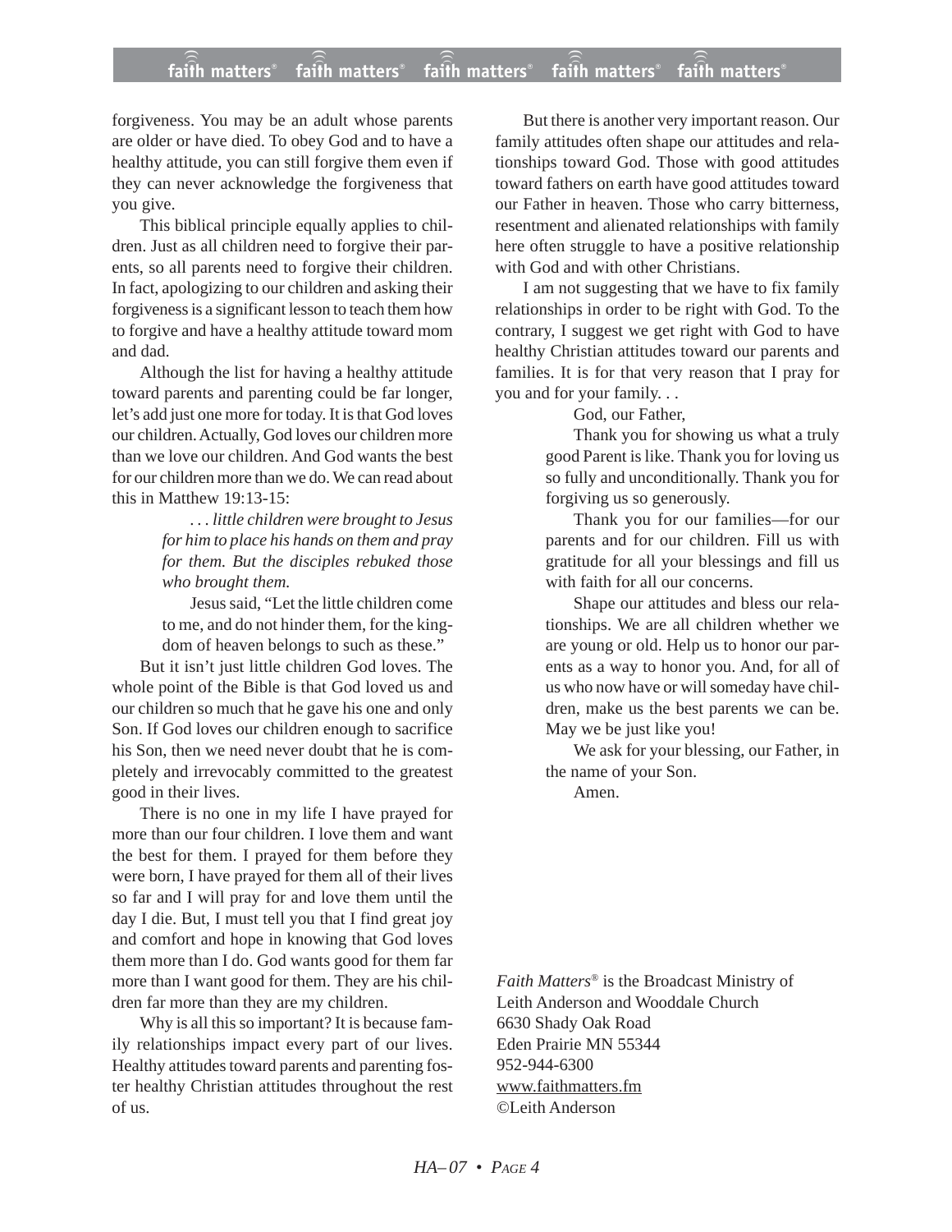forgiveness. You may be an adult whose parents are older or have died. To obey God and to have a healthy attitude, you can still forgive them even if they can never acknowledge the forgiveness that you give.

This biblical principle equally applies to children. Just as all children need to forgive their parents, so all parents need to forgive their children. In fact, apologizing to our children and asking their forgiveness is a significant lesson to teach them how to forgive and have a healthy attitude toward mom and dad.

Although the list for having a healthy attitude toward parents and parenting could be far longer, let's add just one more for today. It is that God loves our children. Actually, God loves our children more than we love our children. And God wants the best for our children more than we do. We can read about this in Matthew 19:13-15:

> *. . . little children were brought to Jesus for him to place his hands on them and pray for them. But the disciples rebuked those who brought them.*
>
> Jesus said, "Let the little children come to me, and do not hinder them, for the kingdom of heaven belongs to such as these."

But it isn't just little children God loves. The whole point of the Bible is that God loved us and our children so much that he gave his one and only Son. If God loves our children enough to sacrifice his Son, then we need never doubt that he is completely and irrevocably committed to the greatest good in their lives.

There is no one in my life I have prayed for more than our four children. I love them and want the best for them. I prayed for them before they were born, I have prayed for them all of their lives so far and I will pray for and love them until the day I die. But, I must tell you that I find great joy and comfort and hope in knowing that God loves them more than I do. God wants good for them far more than I want good for them. They are his children far more than they are my children.

Why is all this so important? It is because family relationships impact every part of our lives. Healthy attitudes toward parents and parenting foster healthy Christian attitudes throughout the rest of us.

But there is another very important reason. Our family attitudes often shape our attitudes and relationships toward God. Those with good attitudes toward fathers on earth have good attitudes toward our Father in heaven. Those who carry bitterness, resentment and alienated relationships with family here often struggle to have a positive relationship with God and with other Christians.

I am not suggesting that we have to fix family relationships in order to be right with God. To the contrary, I suggest we get right with God to have healthy Christian attitudes toward our parents and families. It is for that very reason that I pray for you and for your family. . .

> God, our Father,
>
> Thank you for showing us what a truly good Parent is like. Thank you for loving us so fully and unconditionally. Thank you for forgiving us so generously.
>
> Thank you for our families—for our parents and for our children. Fill us with gratitude for all your blessings and fill us with faith for all our concerns.
>
> Shape our attitudes and bless our relationships. We are all children whether we are young or old. Help us to honor our parents as a way to honor you. And, for all of us who now have or will someday have children, make us the best parents we can be. May we be just like you!
>
> We ask for your blessing, our Father, in the name of your Son.
>
> Amen.

*Faith Matters®* is the Broadcast Ministry of
Leith Anderson and Wooddale Church
6630 Shady Oak Road
Eden Prairie MN 55344
952-944-6300
www.faithmatters.fm
©Leith Anderson